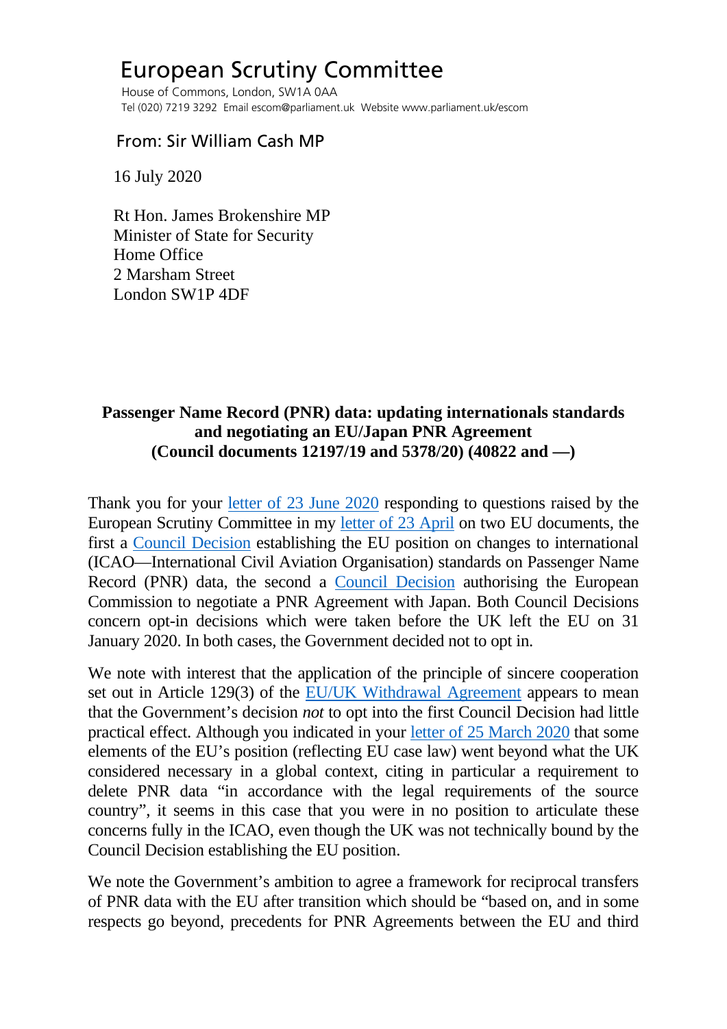# European Scrutiny Committee

House of Commons, London, SW1A 0AA
Tel (020) 7219 3292 Email escom@parliament.uk Website www.parliament.uk/escom

From: Sir William Cash MP

16 July 2020

Rt Hon. James Brokenshire MP
Minister of State for Security
Home Office
2 Marsham Street
London SW1P 4DF

**Passenger Name Record (PNR) data: updating internationals standards and negotiating an EU/Japan PNR Agreement (Council documents 12197/19 and 5378/20) (40822 and —)**

Thank you for your letter of 23 June 2020 responding to questions raised by the European Scrutiny Committee in my letter of 23 April on two EU documents, the first a Council Decision establishing the EU position on changes to international (ICAO—International Civil Aviation Organisation) standards on Passenger Name Record (PNR) data, the second a Council Decision authorising the European Commission to negotiate a PNR Agreement with Japan. Both Council Decisions concern opt-in decisions which were taken before the UK left the EU on 31 January 2020. In both cases, the Government decided not to opt in.

We note with interest that the application of the principle of sincere cooperation set out in Article 129(3) of the EU/UK Withdrawal Agreement appears to mean that the Government's decision *not* to opt into the first Council Decision had little practical effect. Although you indicated in your letter of 25 March 2020 that some elements of the EU's position (reflecting EU case law) went beyond what the UK considered necessary in a global context, citing in particular a requirement to delete PNR data "in accordance with the legal requirements of the source country", it seems in this case that you were in no position to articulate these concerns fully in the ICAO, even though the UK was not technically bound by the Council Decision establishing the EU position.

We note the Government's ambition to agree a framework for reciprocal transfers of PNR data with the EU after transition which should be "based on, and in some respects go beyond, precedents for PNR Agreements between the EU and third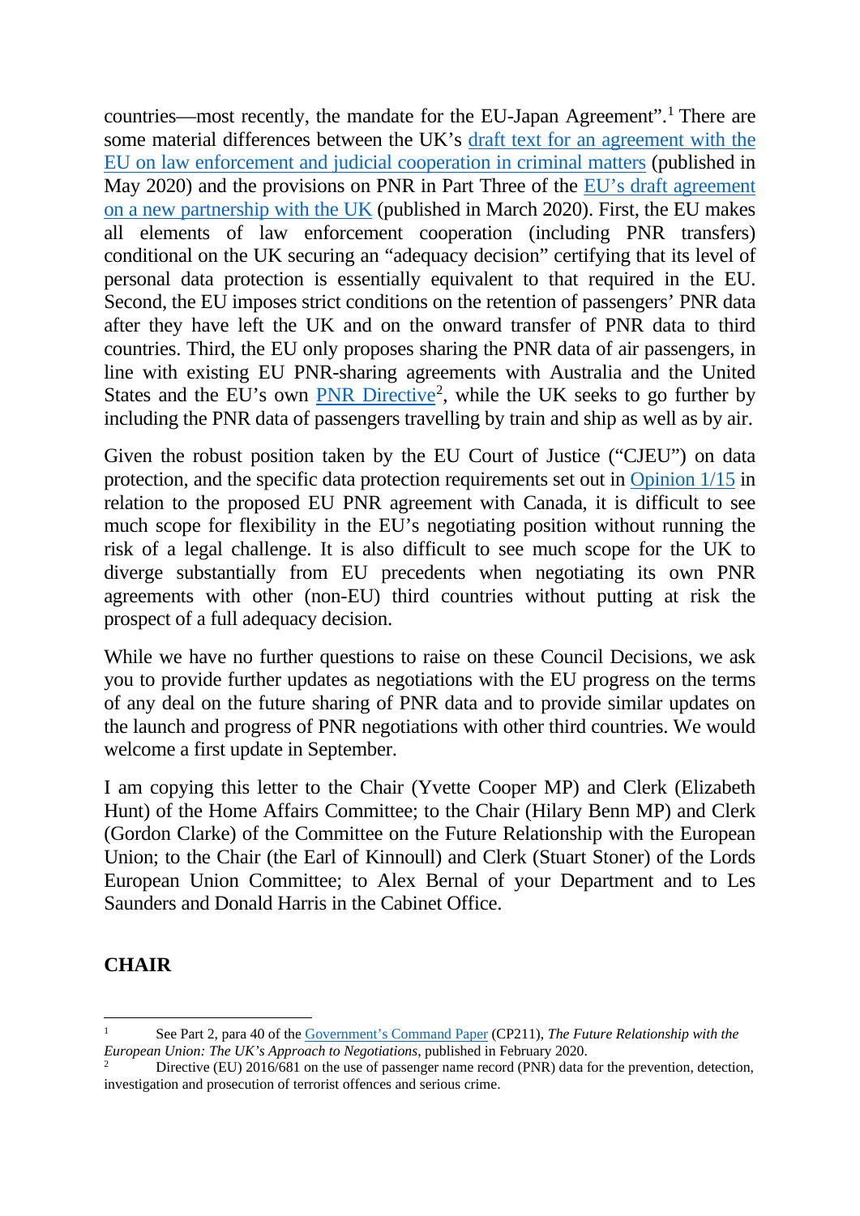countries—most recently, the mandate for the EU-Japan Agreement".[1] There are some material differences between the UK's draft text for an agreement with the EU on law enforcement and judicial cooperation in criminal matters (published in May 2020) and the provisions on PNR in Part Three of the EU's draft agreement on a new partnership with the UK (published in March 2020). First, the EU makes all elements of law enforcement cooperation (including PNR transfers) conditional on the UK securing an "adequacy decision" certifying that its level of personal data protection is essentially equivalent to that required in the EU. Second, the EU imposes strict conditions on the retention of passengers' PNR data after they have left the UK and on the onward transfer of PNR data to third countries. Third, the EU only proposes sharing the PNR data of air passengers, in line with existing EU PNR-sharing agreements with Australia and the United States and the EU's own PNR Directive[2], while the UK seeks to go further by including the PNR data of passengers travelling by train and ship as well as by air.

Given the robust position taken by the EU Court of Justice ("CJEU") on data protection, and the specific data protection requirements set out in Opinion 1/15 in relation to the proposed EU PNR agreement with Canada, it is difficult to see much scope for flexibility in the EU's negotiating position without running the risk of a legal challenge. It is also difficult to see much scope for the UK to diverge substantially from EU precedents when negotiating its own PNR agreements with other (non-EU) third countries without putting at risk the prospect of a full adequacy decision.

While we have no further questions to raise on these Council Decisions, we ask you to provide further updates as negotiations with the EU progress on the terms of any deal on the future sharing of PNR data and to provide similar updates on the launch and progress of PNR negotiations with other third countries. We would welcome a first update in September.

I am copying this letter to the Chair (Yvette Cooper MP) and Clerk (Elizabeth Hunt) of the Home Affairs Committee; to the Chair (Hilary Benn MP) and Clerk (Gordon Clarke) of the Committee on the Future Relationship with the European Union; to the Chair (the Earl of Kinnoull) and Clerk (Stuart Stoner) of the Lords European Union Committee; to Alex Bernal of your Department and to Les Saunders and Donald Harris in the Cabinet Office.

**CHAIR**

---

[1] See Part 2, para 40 of the Government's Command Paper (CP211), *The Future Relationship with the European Union: The UK's Approach to Negotiations*, published in February 2020.

[2] Directive (EU) 2016/681 on the use of passenger name record (PNR) data for the prevention, detection, investigation and prosecution of terrorist offences and serious crime.